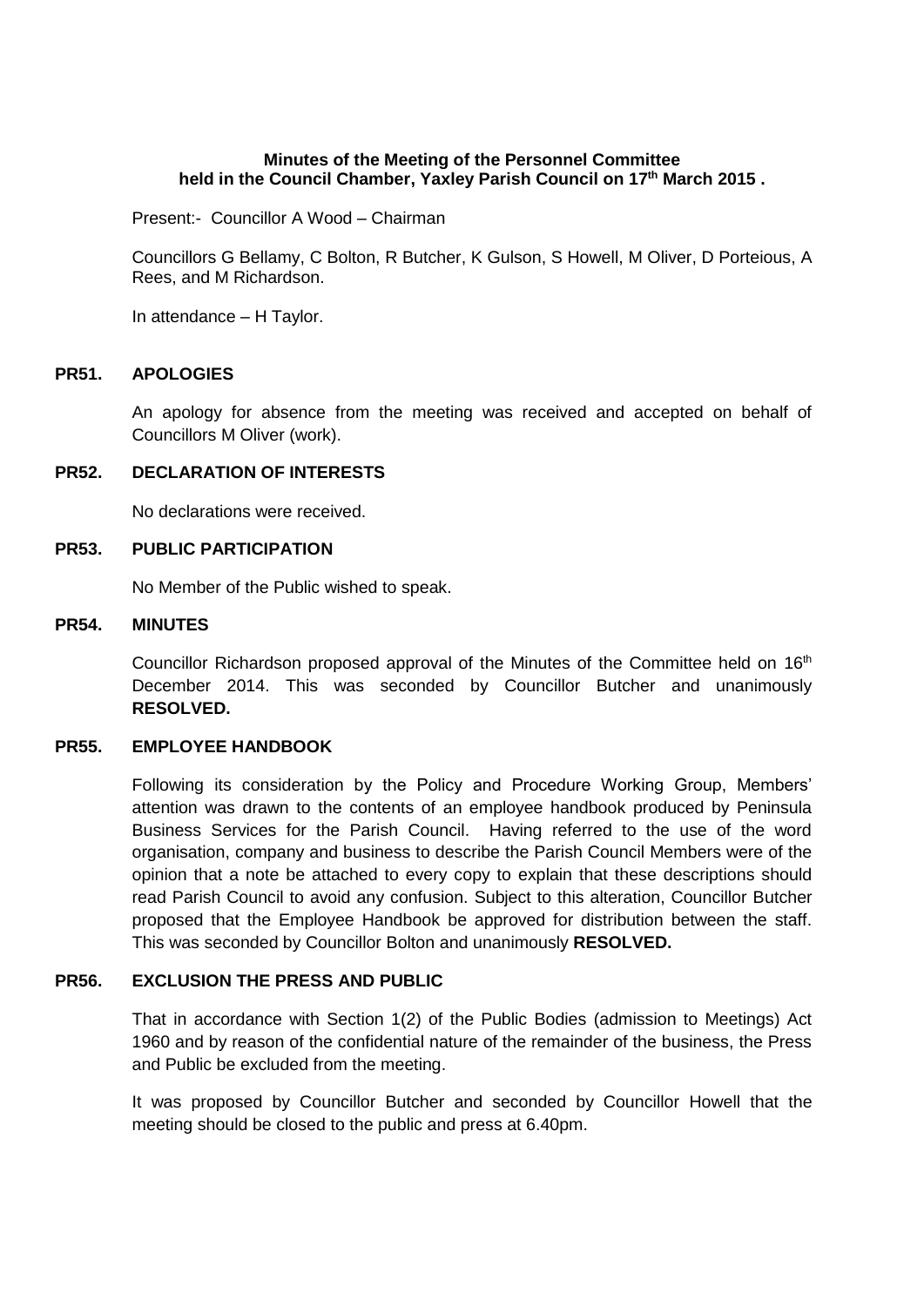**Minutes of the Meeting of the Personnel Committee held in the Council Chamber, Yaxley Parish Council on 17th March 2015 .**

Present:- Councillor A Wood – Chairman

Councillors G Bellamy, C Bolton, R Butcher, K Gulson, S Howell, M Oliver, D Porteious, A Rees, and M Richardson.

In attendance – H Taylor.

**PR51. APOLOGIES**

An apology for absence from the meeting was received and accepted on behalf of Councillors M Oliver (work).

**PR52. DECLARATION OF INTERESTS**

No declarations were received.

**PR53. PUBLIC PARTICIPATION**

No Member of the Public wished to speak.

**PR54. MINUTES**

Councillor Richardson proposed approval of the Minutes of the Committee held on 16th December 2014. This was seconded by Councillor Butcher and unanimously **RESOLVED.**

**PR55. EMPLOYEE HANDBOOK**

Following its consideration by the Policy and Procedure Working Group, Members' attention was drawn to the contents of an employee handbook produced by Peninsula Business Services for the Parish Council. Having referred to the use of the word organisation, company and business to describe the Parish Council Members were of the opinion that a note be attached to every copy to explain that these descriptions should read Parish Council to avoid any confusion. Subject to this alteration, Councillor Butcher proposed that the Employee Handbook be approved for distribution between the staff. This was seconded by Councillor Bolton and unanimously **RESOLVED.**

**PR56. EXCLUSION THE PRESS AND PUBLIC**

That in accordance with Section 1(2) of the Public Bodies (admission to Meetings) Act 1960 and by reason of the confidential nature of the remainder of the business, the Press and Public be excluded from the meeting.

It was proposed by Councillor Butcher and seconded by Councillor Howell that the meeting should be closed to the public and press at 6.40pm.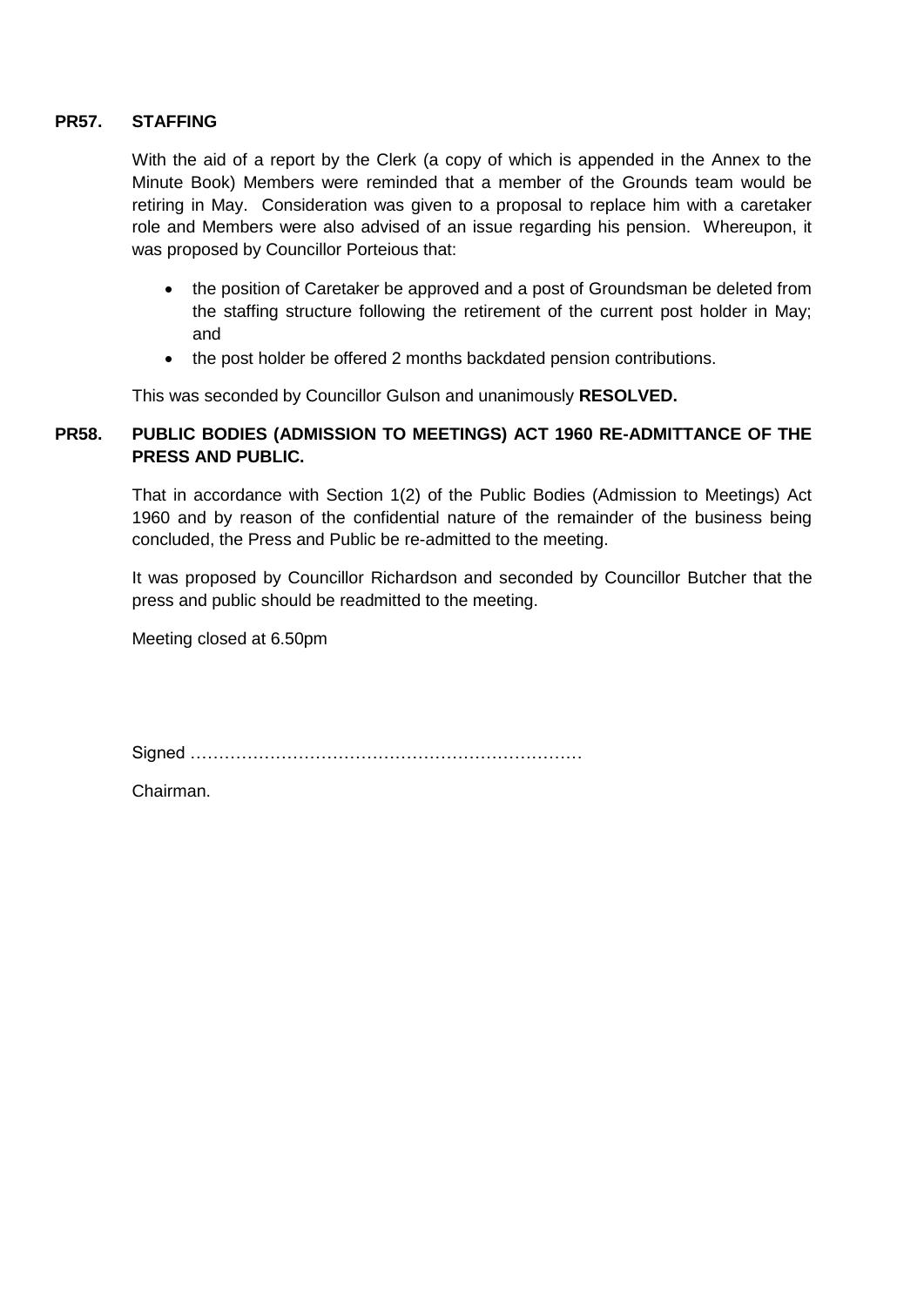**PR57. STAFFING**

With the aid of a report by the Clerk (a copy of which is appended in the Annex to the Minute Book) Members were reminded that a member of the Grounds team would be retiring in May. Consideration was given to a proposal to replace him with a caretaker role and Members were also advised of an issue regarding his pension. Whereupon, it was proposed by Councillor Porteious that:

- the position of Caretaker be approved and a post of Groundsman be deleted from the staffing structure following the retirement of the current post holder in May; and
- the post holder be offered 2 months backdated pension contributions.

This was seconded by Councillor Gulson and unanimously **RESOLVED.**

**PR58. PUBLIC BODIES (ADMISSION TO MEETINGS) ACT 1960 RE-ADMITTANCE OF THE PRESS AND PUBLIC.**

That in accordance with Section 1(2) of the Public Bodies (Admission to Meetings) Act 1960 and by reason of the confidential nature of the remainder of the business being concluded, the Press and Public be re-admitted to the meeting.

It was proposed by Councillor Richardson and seconded by Councillor Butcher that the press and public should be readmitted to the meeting.

Meeting closed at 6.50pm

Signed ……………………………………………………………

Chairman.